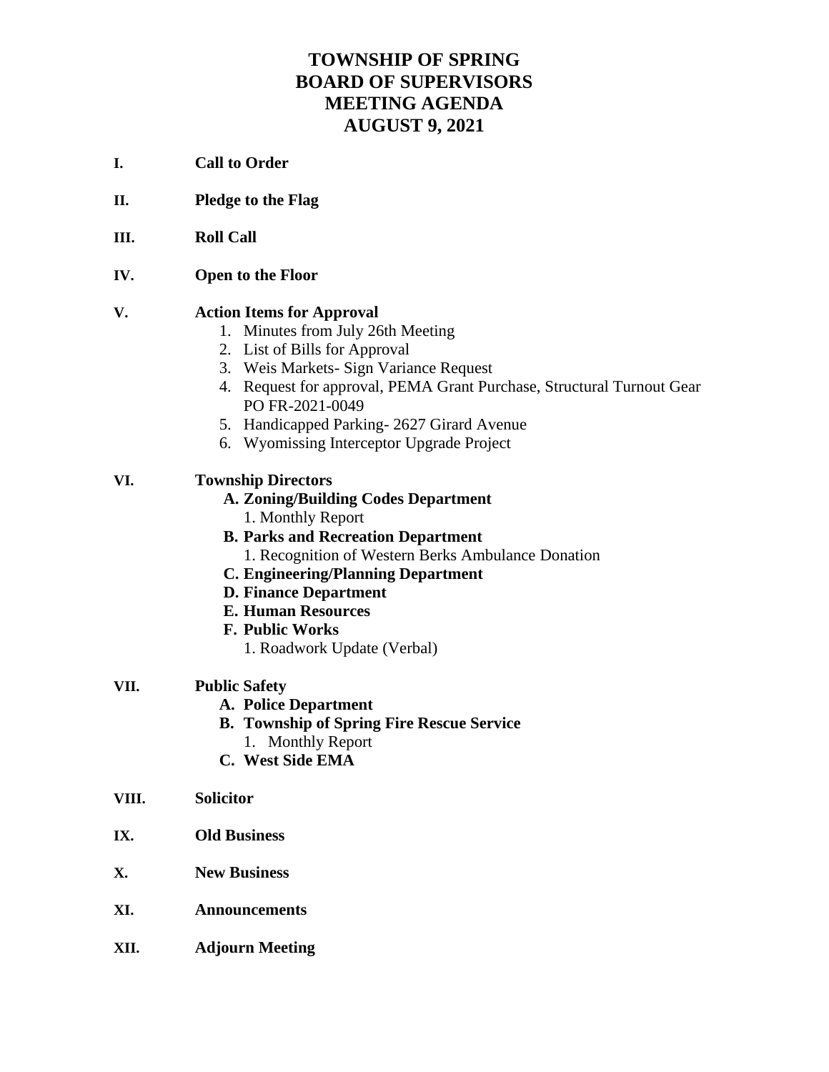# TOWNSHIP OF SPRING
# BOARD OF SUPERVISORS
# MEETING AGENDA
# AUGUST 9, 2021

**I. Call to Order**

**II. Pledge to the Flag**

**III. Roll Call**

**IV. Open to the Floor**

**V. Action Items for Approval**

1. Minutes from July 26th Meeting
2. List of Bills for Approval
3. Weis Markets- Sign Variance Request
4. Request for approval, PEMA Grant Purchase, Structural Turnout Gear PO FR-2021-0049
5. Handicapped Parking- 2627 Girard Avenue
6. Wyomissing Interceptor Upgrade Project

**VI. Township Directors**

**A. Zoning/Building Codes Department**

1. Monthly Report

**B. Parks and Recreation Department**

1. Recognition of Western Berks Ambulance Donation

**C. Engineering/Planning Department**

**D. Finance Department**

**E. Human Resources**

**F. Public Works**

1. Roadwork Update (Verbal)

**VII. Public Safety**

**A. Police Department**

**B. Township of Spring Fire Rescue Service**

1. Monthly Report

**C. West Side EMA**

**VIII. Solicitor**

**IX. Old Business**

**X. New Business**

**XI. Announcements**

**XII. Adjourn Meeting**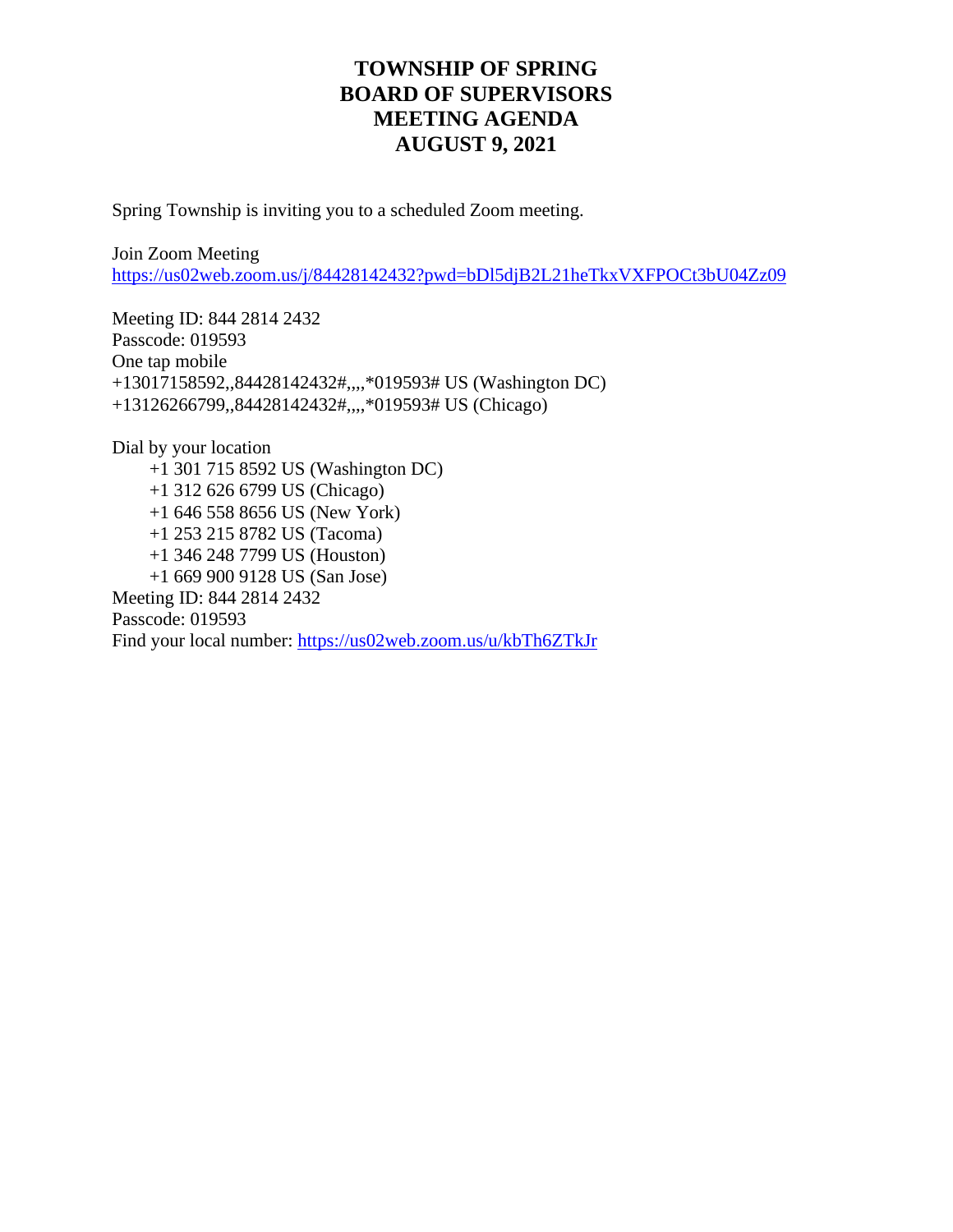# TOWNSHIP OF SPRING
# BOARD OF SUPERVISORS
# MEETING AGENDA
# AUGUST 9, 2021

Spring Township is inviting you to a scheduled Zoom meeting.

Join Zoom Meeting
https://us02web.zoom.us/j/84428142432?pwd=bDl5djB2L21heTkxVXFPOCt3bU04Zz09

Meeting ID: 844 2814 2432
Passcode: 019593
One tap mobile
+13017158592,,84428142432#,,,,*019593# US (Washington DC)
+13126266799,,84428142432#,,,,*019593# US (Chicago)

Dial by your location
- +1 301 715 8592 US (Washington DC)
- +1 312 626 6799 US (Chicago)
- +1 646 558 8656 US (New York)
- +1 253 215 8782 US (Tacoma)
- +1 346 248 7799 US (Houston)
- +1 669 900 9128 US (San Jose)

Meeting ID: 844 2814 2432
Passcode: 019593
Find your local number: https://us02web.zoom.us/u/kbTh6ZTkJr